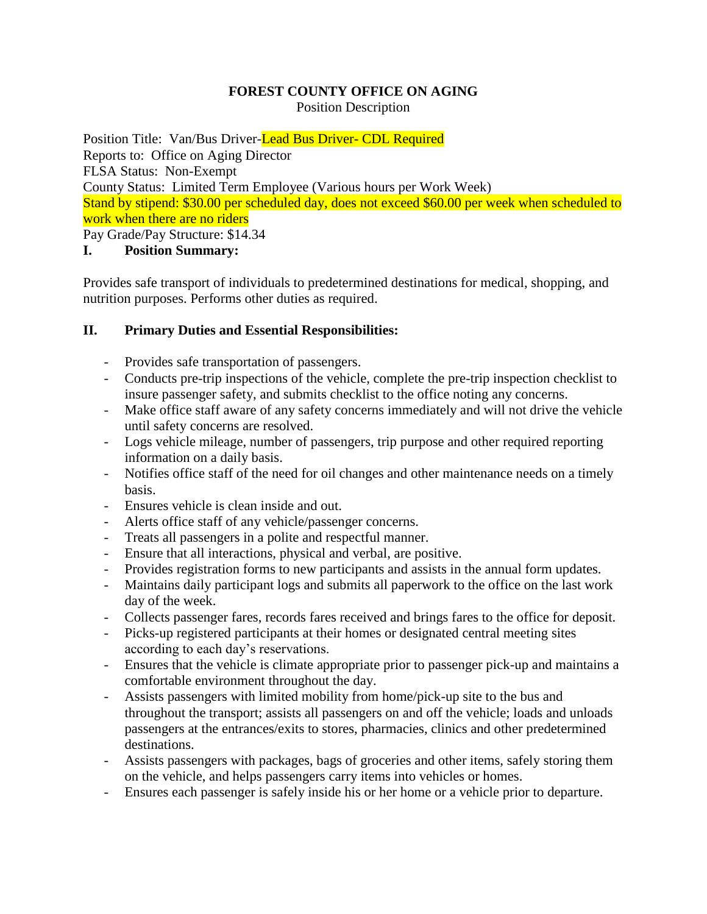**FOREST COUNTY OFFICE ON AGING**

Position Description

Position Title: Van/Bus Driver-Lead Bus Driver- CDL Required
Reports to: Office on Aging Director
FLSA Status: Non-Exempt
County Status: Limited Term Employee (Various hours per Work Week)
Stand by stipend: $30.00 per scheduled day, does not exceed $60.00 per week when scheduled to work when there are no riders
Pay Grade/Pay Structure: $14.34

## I. Position Summary:

Provides safe transport of individuals to predetermined destinations for medical, shopping, and nutrition purposes. Performs other duties as required.

## II. Primary Duties and Essential Responsibilities:

- Provides safe transportation of passengers.
- Conducts pre-trip inspections of the vehicle, complete the pre-trip inspection checklist to insure passenger safety, and submits checklist to the office noting any concerns.
- Make office staff aware of any safety concerns immediately and will not drive the vehicle until safety concerns are resolved.
- Logs vehicle mileage, number of passengers, trip purpose and other required reporting information on a daily basis.
- Notifies office staff of the need for oil changes and other maintenance needs on a timely basis.
- Ensures vehicle is clean inside and out.
- Alerts office staff of any vehicle/passenger concerns.
- Treats all passengers in a polite and respectful manner.
- Ensure that all interactions, physical and verbal, are positive.
- Provides registration forms to new participants and assists in the annual form updates.
- Maintains daily participant logs and submits all paperwork to the office on the last work day of the week.
- Collects passenger fares, records fares received and brings fares to the office for deposit.
- Picks-up registered participants at their homes or designated central meeting sites according to each day's reservations.
- Ensures that the vehicle is climate appropriate prior to passenger pick-up and maintains a comfortable environment throughout the day.
- Assists passengers with limited mobility from home/pick-up site to the bus and throughout the transport; assists all passengers on and off the vehicle; loads and unloads passengers at the entrances/exits to stores, pharmacies, clinics and other predetermined destinations.
- Assists passengers with packages, bags of groceries and other items, safely storing them on the vehicle, and helps passengers carry items into vehicles or homes.
- Ensures each passenger is safely inside his or her home or a vehicle prior to departure.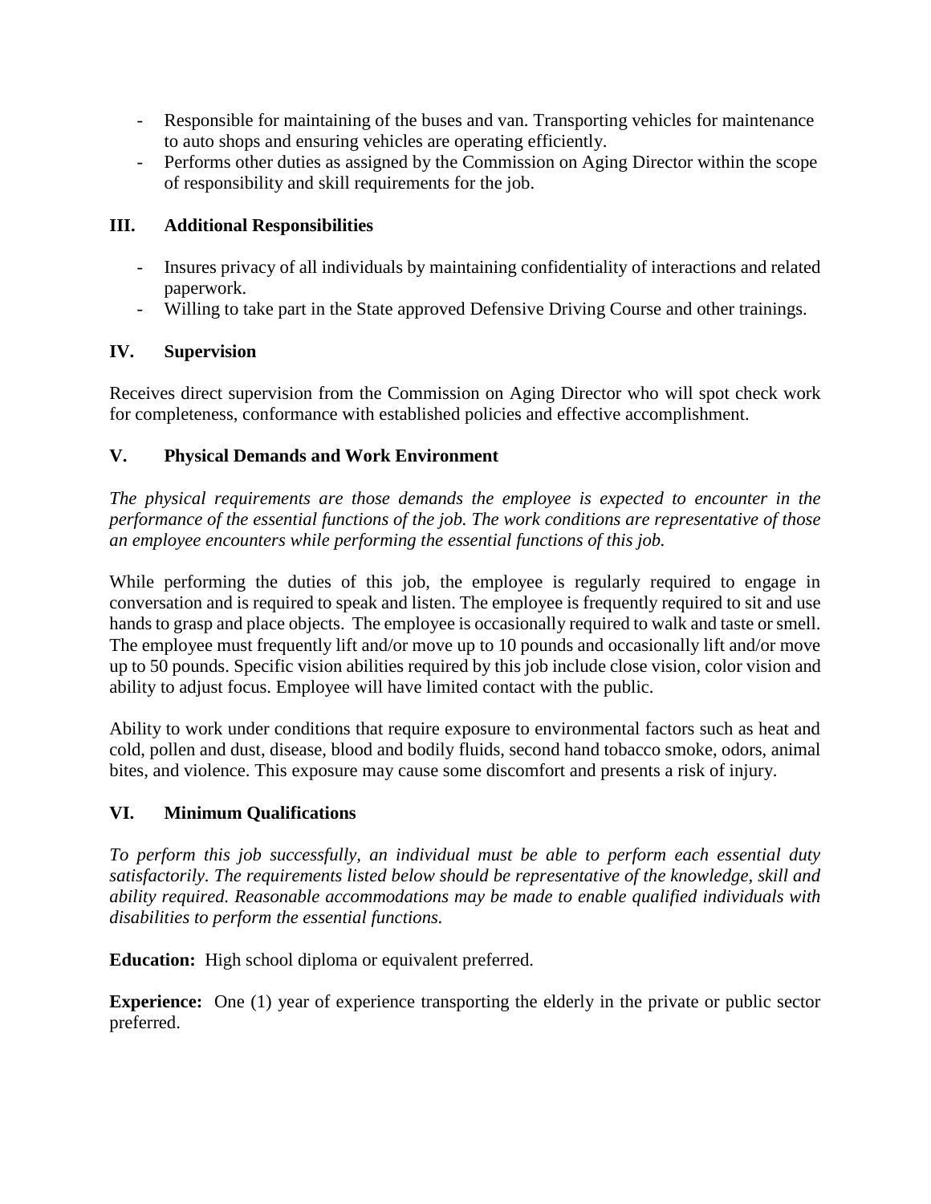- Responsible for maintaining of the buses and van. Transporting vehicles for maintenance to auto shops and ensuring vehicles are operating efficiently.
- Performs other duties as assigned by the Commission on Aging Director within the scope of responsibility and skill requirements for the job.

## III. Additional Responsibilities

- Insures privacy of all individuals by maintaining confidentiality of interactions and related paperwork.
- Willing to take part in the State approved Defensive Driving Course and other trainings.

## IV. Supervision

Receives direct supervision from the Commission on Aging Director who will spot check work for completeness, conformance with established policies and effective accomplishment.

## V. Physical Demands and Work Environment

*The physical requirements are those demands the employee is expected to encounter in the performance of the essential functions of the job. The work conditions are representative of those an employee encounters while performing the essential functions of this job.*

While performing the duties of this job, the employee is regularly required to engage in conversation and is required to speak and listen. The employee is frequently required to sit and use hands to grasp and place objects. The employee is occasionally required to walk and taste or smell. The employee must frequently lift and/or move up to 10 pounds and occasionally lift and/or move up to 50 pounds. Specific vision abilities required by this job include close vision, color vision and ability to adjust focus. Employee will have limited contact with the public.

Ability to work under conditions that require exposure to environmental factors such as heat and cold, pollen and dust, disease, blood and bodily fluids, second hand tobacco smoke, odors, animal bites, and violence. This exposure may cause some discomfort and presents a risk of injury.

## VI. Minimum Qualifications

*To perform this job successfully, an individual must be able to perform each essential duty satisfactorily. The requirements listed below should be representative of the knowledge, skill and ability required. Reasonable accommodations may be made to enable qualified individuals with disabilities to perform the essential functions.*

**Education:** High school diploma or equivalent preferred.

**Experience:** One (1) year of experience transporting the elderly in the private or public sector preferred.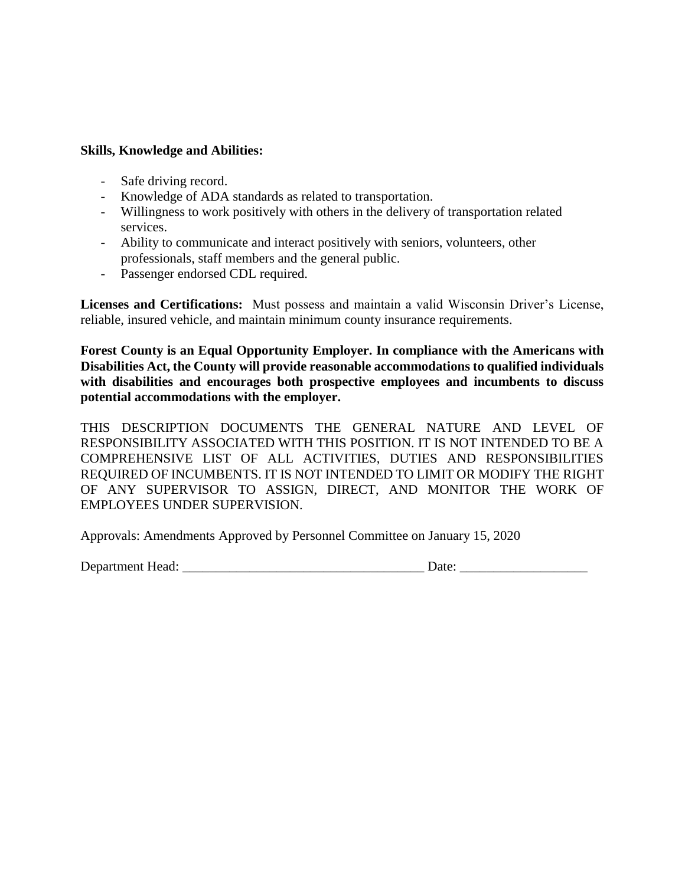**Skills, Knowledge and Abilities:**

- Safe driving record.
- Knowledge of ADA standards as related to transportation.
- Willingness to work positively with others in the delivery of transportation related services.
- Ability to communicate and interact positively with seniors, volunteers, other professionals, staff members and the general public.
- Passenger endorsed CDL required.

**Licenses and Certifications:** Must possess and maintain a valid Wisconsin Driver's License, reliable, insured vehicle, and maintain minimum county insurance requirements.

**Forest County is an Equal Opportunity Employer. In compliance with the Americans with Disabilities Act, the County will provide reasonable accommodations to qualified individuals with disabilities and encourages both prospective employees and incumbents to discuss potential accommodations with the employer.**

THIS DESCRIPTION DOCUMENTS THE GENERAL NATURE AND LEVEL OF RESPONSIBILITY ASSOCIATED WITH THIS POSITION. IT IS NOT INTENDED TO BE A COMPREHENSIVE LIST OF ALL ACTIVITIES, DUTIES AND RESPONSIBILITIES REQUIRED OF INCUMBENTS. IT IS NOT INTENDED TO LIMIT OR MODIFY THE RIGHT OF ANY SUPERVISOR TO ASSIGN, DIRECT, AND MONITOR THE WORK OF EMPLOYEES UNDER SUPERVISION.

Approvals: Amendments Approved by Personnel Committee on January 15, 2020

Department Head: ____________________________________ Date: ___________________